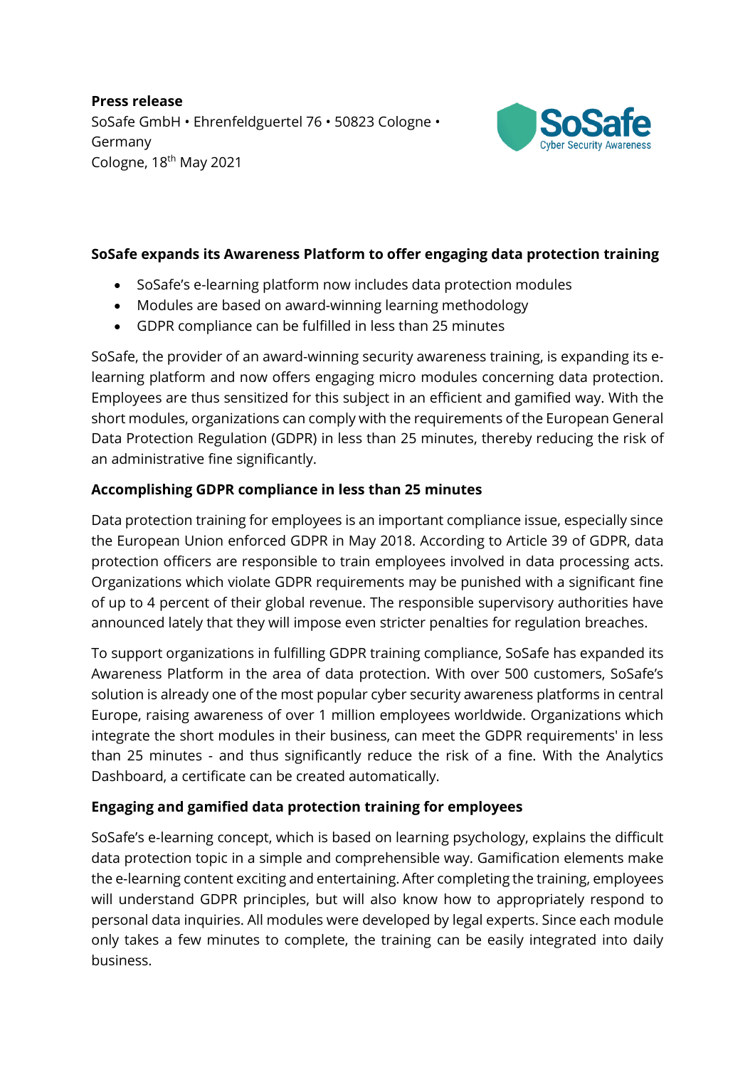**Press release**

SoSafe GmbH • Ehrenfeldguertel 76 • 50823 Cologne • Germany

Cologne, 18th May 2021

## SoSafe expands its Awareness Platform to offer engaging data protection training

- SoSafe's e-learning platform now includes data protection modules
- Modules are based on award-winning learning methodology
- GDPR compliance can be fulfilled in less than 25 minutes

SoSafe, the provider of an award-winning security awareness training, is expanding its e-learning platform and now offers engaging micro modules concerning data protection. Employees are thus sensitized for this subject in an efficient and gamified way. With the short modules, organizations can comply with the requirements of the European General Data Protection Regulation (GDPR) in less than 25 minutes, thereby reducing the risk of an administrative fine significantly.

### Accomplishing GDPR compliance in less than 25 minutes

Data protection training for employees is an important compliance issue, especially since the European Union enforced GDPR in May 2018. According to Article 39 of GDPR, data protection officers are responsible to train employees involved in data processing acts. Organizations which violate GDPR requirements may be punished with a significant fine of up to 4 percent of their global revenue. The responsible supervisory authorities have announced lately that they will impose even stricter penalties for regulation breaches.

To support organizations in fulfilling GDPR training compliance, SoSafe has expanded its Awareness Platform in the area of data protection. With over 500 customers, SoSafe's solution is already one of the most popular cyber security awareness platforms in central Europe, raising awareness of over 1 million employees worldwide. Organizations which integrate the short modules in their business, can meet the GDPR requirements' in less than 25 minutes - and thus significantly reduce the risk of a fine. With the Analytics Dashboard, a certificate can be created automatically.

### Engaging and gamified data protection training for employees

SoSafe's e-learning concept, which is based on learning psychology, explains the difficult data protection topic in a simple and comprehensible way. Gamification elements make the e-learning content exciting and entertaining. After completing the training, employees will understand GDPR principles, but will also know how to appropriately respond to personal data inquiries. All modules were developed by legal experts. Since each module only takes a few minutes to complete, the training can be easily integrated into daily business.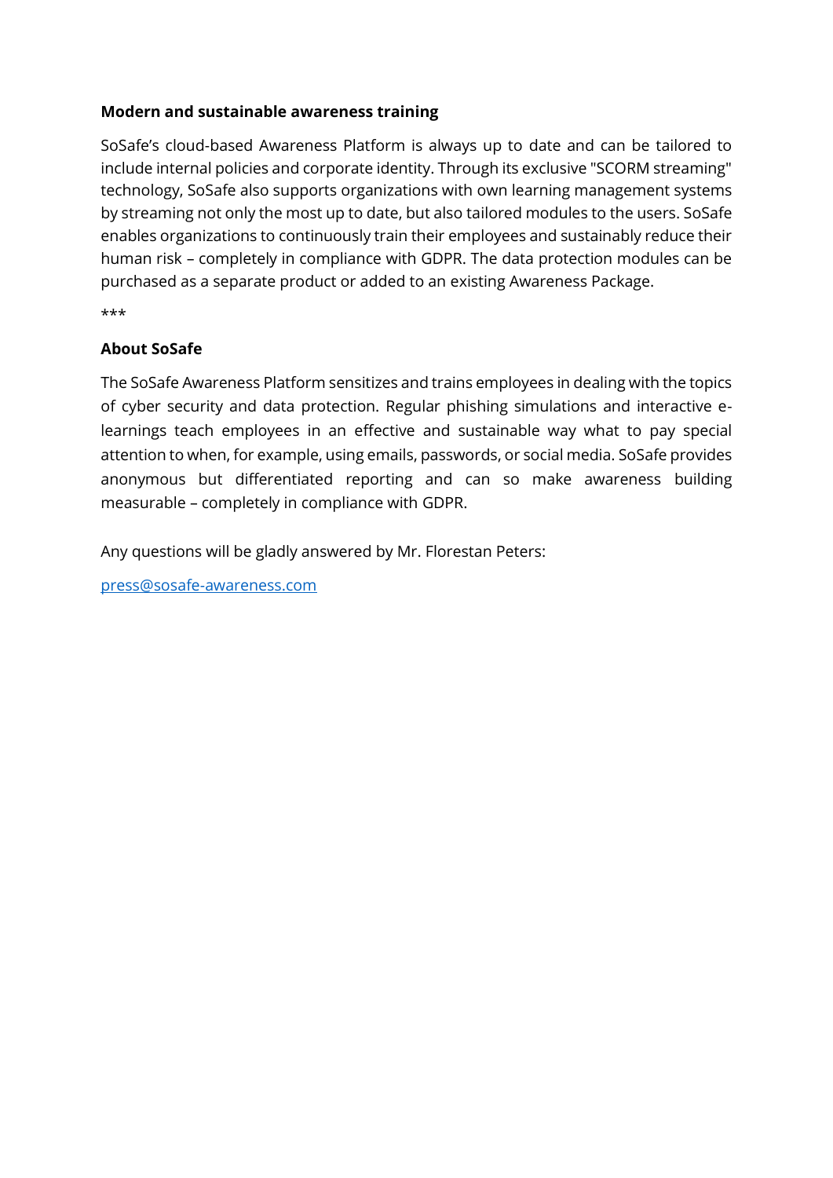**Modern and sustainable awareness training**

SoSafe's cloud-based Awareness Platform is always up to date and can be tailored to include internal policies and corporate identity. Through its exclusive "SCORM streaming" technology, SoSafe also supports organizations with own learning management systems by streaming not only the most up to date, but also tailored modules to the users. SoSafe enables organizations to continuously train their employees and sustainably reduce their human risk – completely in compliance with GDPR. The data protection modules can be purchased as a separate product or added to an existing Awareness Package.

***

**About SoSafe**

The SoSafe Awareness Platform sensitizes and trains employees in dealing with the topics of cyber security and data protection. Regular phishing simulations and interactive e-learnings teach employees in an effective and sustainable way what to pay special attention to when, for example, using emails, passwords, or social media. SoSafe provides anonymous but differentiated reporting and can so make awareness building measurable – completely in compliance with GDPR.

Any questions will be gladly answered by Mr. Florestan Peters:

[press@sosafe-awareness.com](mailto:press@sosafe-awareness.com)